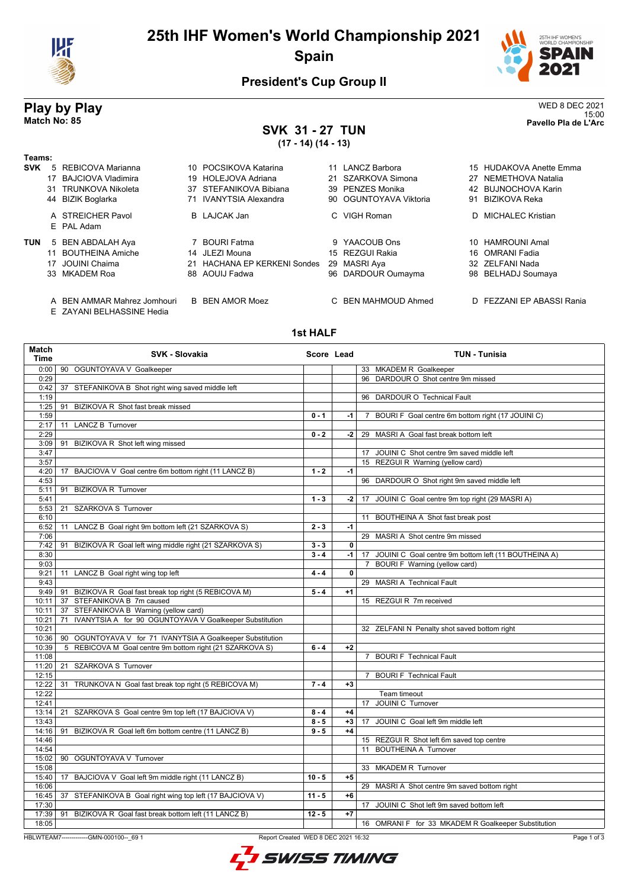# 25th IHF Women's World Championship 2021

## Spain

### President's Cup Group II

**Play by Play**
**Match No: 85**

WED 8 DEC 2021
15:00
**Pavello Pla de L'Arc**

## SVK 31 - 27 TUN

**(17 - 14) (14 - 13)**

**Teams:**

**SVK**
5 REBICOVA Marianna, 10 POCSIKOVA Katarina, 11 LANCZ Barbora, 15 HUDAKOVA Anette Emma, 17 BAJCIOVA Vladimira, 19 HOLEJOVA Adriana, 21 SZARKOVA Simona, 27 NEMETHOVA Natalia, 31 TRUNKOVA Nikoleta, 37 STEFANIKOVA Bibiana, 39 PENZES Monika, 42 BUJNOCHOVA Karin, 44 BIZIK Boglarka, 71 IVANYTSIA Alexandra, 90 OGUNTOYAVA Viktoria, 91 BIZIKOVA Reka

A STREICHER Pavol, B LAJCAK Jan, C VIGH Roman, D MICHALEC Kristian, E PAL Adam

**TUN**
5 BEN ABDALAH Aya, 7 BOURI Fatma, 9 YAACOUB Ons, 10 HAMROUNI Amal, 11 BOUTHEINA Amiche, 14 JLEZI Mouna, 15 REZGUI Rakia, 16 OMRANI Fadia, 17 JOUINI Chaima, 21 HACHANA EP KERKENI Sondes, 29 MASRI Aya, 32 ZELFANI Nada, 33 MKADEM Roa, 88 AOUIJ Fadwa, 96 DARDOUR Oumayma, 98 BELHADJ Soumaya

A BEN AMMAR Mahrez Jomhouri, B BEN AMOR Moez, C BEN MAHMOUD Ahmed, D FEZZANI EP ABASSI Rania, E ZAYANI BELHASSINE Hedia

### 1st HALF

| Match Time | SVK - Slovakia | Score | Lead | TUN - Tunisia |
|---|---|---|---|---|
| 0:00 | 90 OGUNTOYAVA V Goalkeeper | | | 33 MKADEM R Goalkeeper |
| 0:29 | | | | 96 DARDOUR O Shot centre 9m missed |
| 0:42 | 37 STEFANIKOVA B Shot right wing saved middle left | | | |
| 1:19 | | | | 96 DARDOUR O Technical Fault |
| 1:25 | 91 BIZIKOVA R Shot fast break missed | | | |
| 1:59 | | 0 - 1 | -1 | 7 BOURI F Goal centre 6m bottom right (17 JOUINI C) |
| 2:17 | 11 LANCZ B Turnover | | | |
| 2:29 | | 0 - 2 | -2 | 29 MASRI A Goal fast break bottom left |
| 3:09 | 91 BIZIKOVA R Shot left wing missed | | | |
| 3:47 | | | | 17 JOUINI C Shot centre 9m saved middle left |
| 3:57 | | | | 15 REZGUI R Warning (yellow card) |
| 4:20 | 17 BAJCIOVA V Goal centre 6m bottom right (11 LANCZ B) | 1 - 2 | -1 | |
| 4:53 | | | | 96 DARDOUR O Shot right 9m saved middle left |
| 5:11 | 91 BIZIKOVA R Turnover | | | |
| 5:41 | | 1 - 3 | -2 | 17 JOUINI C Goal centre 9m top right (29 MASRI A) |
| 5:53 | 21 SZARKOVA S Turnover | | | |
| 6:10 | | | | 11 BOUTHEINA A Shot fast break post |
| 6:52 | 11 LANCZ B Goal right 9m bottom left (21 SZARKOVA S) | 2 - 3 | -1 | |
| 7:06 | | | | 29 MASRI A Shot centre 9m missed |
| 7:42 | 91 BIZIKOVA R Goal left wing middle right (21 SZARKOVA S) | 3 - 3 | 0 | |
| 8:30 | | 3 - 4 | -1 | 17 JOUINI C Goal centre 9m bottom left (11 BOUTHEINA A) |
| 9:03 | | | | 7 BOURI F Warning (yellow card) |
| 9:21 | 11 LANCZ B Goal right wing top left | 4 - 4 | 0 | |
| 9:43 | | | | 29 MASRI A Technical Fault |
| 9:49 | 91 BIZIKOVA R Goal fast break top right (5 REBICOVA M) | 5 - 4 | +1 | |
| 10:11 | 37 STEFANIKOVA B 7m caused | | | 15 REZGUI R 7m received |
| 10:11 | 37 STEFANIKOVA B Warning (yellow card) | | | |
| 10:21 | 71 IVANYTSIA A for 90 OGUNTOYAVA V Goalkeeper Substitution | | | |
| 10:21 | | | | 32 ZELFANI N Penalty shot saved bottom right |
| 10:36 | 90 OGUNTOYAVA V for 71 IVANYTSIA A Goalkeeper Substitution | | | |
| 10:39 | 5 REBICOVA M Goal centre 9m bottom right (21 SZARKOVA S) | 6 - 4 | +2 | |
| 11:08 | | | | 7 BOURI F Technical Fault |
| 11:20 | 21 SZARKOVA S Turnover | | | |
| 12:15 | | | | 7 BOURI F Technical Fault |
| 12:22 | 31 TRUNKOVA N Goal fast break top right (5 REBICOVA M) | 7 - 4 | +3 | |
| 12:22 | | | | Team timeout |
| 12:41 | | | | 17 JOUINI C Turnover |
| 13:14 | 21 SZARKOVA S Goal centre 9m top left (17 BAJCIOVA V) | 8 - 4 | +4 | |
| 13:43 | | 8 - 5 | +3 | 17 JOUINI C Goal left 9m middle left |
| 14:16 | 91 BIZIKOVA R Goal left 6m bottom centre (11 LANCZ B) | 9 - 5 | +4 | |
| 14:46 | | | | 15 REZGUI R Shot left 6m saved top centre |
| 14:54 | | | | 11 BOUTHEINA A Turnover |
| 15:02 | 90 OGUNTOYAVA V Turnover | | | |
| 15:08 | | | | 33 MKADEM R Turnover |
| 15:40 | 17 BAJCIOVA V Goal left 9m middle right (11 LANCZ B) | 10 - 5 | +5 | |
| 16:06 | | | | 29 MASRI A Shot centre 9m saved bottom right |
| 16:45 | 37 STEFANIKOVA B Goal right wing top left (17 BAJCIOVA V) | 11 - 5 | +6 | |
| 17:30 | | | | 17 JOUINI C Shot left 9m saved bottom left |
| 17:39 | 91 BIZIKOVA R Goal fast break bottom left (11 LANCZ B) | 12 - 5 | +7 | |
| 18:05 | | | | 16 OMRANI F for 33 MKADEM R Goalkeeper Substitution |

HBLWTEAM7-------------GMN-000100--_69 1 Report Created WED 8 DEC 2021 16:32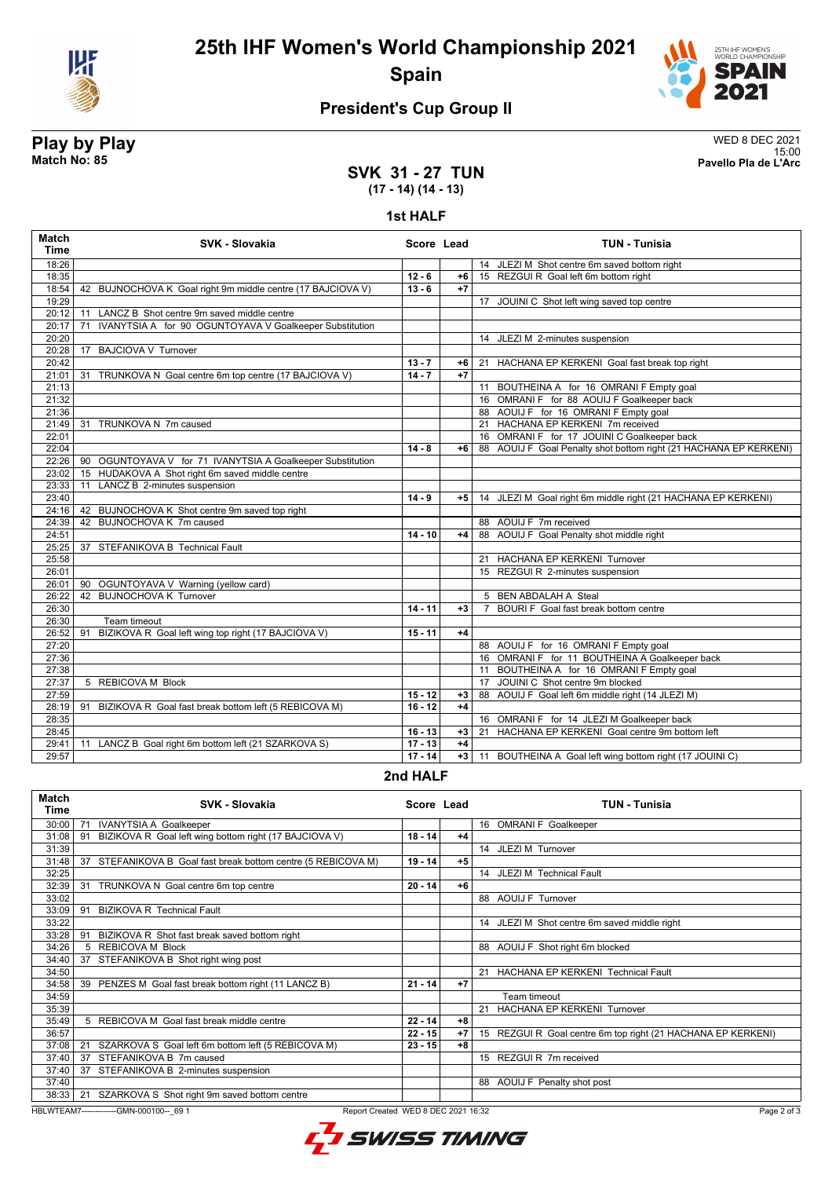# 25th IHF Women's World Championship 2021
## Spain

### President's Cup Group II

**Play by Play**
**Match No: 85**

WED 8 DEC 2021
15:00
**Pavello Pla de L'Arc**

## SVK 31 - 27 TUN
**(17 - 14) (14 - 13)**

### 1st HALF

| Match Time | SVK - Slovakia | Score | Lead | TUN - Tunisia |
|---|---|---|---|---|
| 18:26 | | | | 14 JLEZI M Shot centre 6m saved bottom right |
| 18:35 | | 12 - 6 | +6 | 15 REZGUI R Goal left 6m bottom right |
| 18:54 | 42 BUJNOCHOVA K Goal right 9m middle centre (17 BAJCIOVA V) | 13 - 6 | +7 | |
| 19:29 | | | | 17 JOUINI C Shot left wing saved top centre |
| 20:12 | 11 LANCZ B Shot centre 9m saved middle centre | | | |
| 20:17 | 71 IVANYTSIA A for 90 OGUNTOYAVA V Goalkeeper Substitution | | | |
| 20:20 | | | | 14 JLEZI M 2-minutes suspension |
| 20:28 | 17 BAJCIOVA V Turnover | | | |
| 20:42 | | 13 - 7 | +6 | 21 HACHANA EP KERKENI Goal fast break top right |
| 21:01 | 31 TRUNKOVA N Goal centre 6m top centre (17 BAJCIOVA V) | 14 - 7 | +7 | |
| 21:13 | | | | 11 BOUTHEINA A for 16 OMRANI F Empty goal |
| 21:32 | | | | 16 OMRANI F for 88 AOUIJ F Goalkeeper back |
| 21:36 | | | | 88 AOUIJ F for 16 OMRANI F Empty goal |
| 21:49 | 31 TRUNKOVA N 7m caused | | | 21 HACHANA EP KERKENI 7m received |
| 22:01 | | | | 16 OMRANI F for 17 JOUINI C Goalkeeper back |
| 22:04 | | 14 - 8 | +6 | 88 AOUIJ F Goal Penalty shot bottom right (21 HACHANA EP KERKENI) |
| 22:26 | 90 OGUNTOYAVA V for 71 IVANYTSIA A Goalkeeper Substitution | | | |
| 23:02 | 15 HUDAKOVA A Shot right 6m saved middle centre | | | |
| 23:33 | 11 LANCZ B 2-minutes suspension | | | |
| 23:40 | | 14 - 9 | +5 | 14 JLEZI M Goal right 6m middle right (21 HACHANA EP KERKENI) |
| 24:16 | 42 BUJNOCHOVA K Shot centre 9m saved top right | | | |
| 24:39 | 42 BUJNOCHOVA K 7m caused | | | 88 AOUIJ F 7m received |
| 24:51 | | 14 - 10 | +4 | 88 AOUIJ F Goal Penalty shot middle right |
| 25:25 | 37 STEFANIKOVA B Technical Fault | | | |
| 25:58 | | | | 21 HACHANA EP KERKENI Turnover |
| 26:01 | | | | 15 REZGUI R 2-minutes suspension |
| 26:01 | 90 OGUNTOYAVA V Warning (yellow card) | | | |
| 26:22 | 42 BUJNOCHOVA K Turnover | | | 5 BEN ABDALAH A Steal |
| 26:30 | | 14 - 11 | +3 | 7 BOURI F Goal fast break bottom centre |
| 26:30 | Team timeout | | | |
| 26:52 | 91 BIZIKOVA R Goal left wing top right (17 BAJCIOVA V) | 15 - 11 | +4 | |
| 27:20 | | | | 88 AOUIJ F for 16 OMRANI F Empty goal |
| 27:36 | | | | 16 OMRANI F for 11 BOUTHEINA A Goalkeeper back |
| 27:38 | | | | 11 BOUTHEINA A for 16 OMRANI F Empty goal |
| 27:37 | 5 REBICOVA M Block | | | 17 JOUINI C Shot centre 9m blocked |
| 27:59 | | 15 - 12 | +3 | 88 AOUIJ F Goal left 6m middle right (14 JLEZI M) |
| 28:19 | 91 BIZIKOVA R Goal fast break bottom left (5 REBICOVA M) | 16 - 12 | +4 | |
| 28:35 | | | | 16 OMRANI F for 14 JLEZI M Goalkeeper back |
| 28:45 | | 16 - 13 | +3 | 21 HACHANA EP KERKENI Goal centre 9m bottom left |
| 29:41 | 11 LANCZ B Goal right 6m bottom left (21 SZARKOVA S) | 17 - 13 | +4 | |
| 29:57 | | 17 - 14 | +3 | 11 BOUTHEINA A Goal left wing bottom right (17 JOUINI C) |

### 2nd HALF

| Match Time | SVK - Slovakia | Score | Lead | TUN - Tunisia |
|---|---|---|---|---|
| 30:00 | 71 IVANYTSIA A Goalkeeper | | | 16 OMRANI F Goalkeeper |
| 31:08 | 91 BIZIKOVA R Goal left wing bottom right (17 BAJCIOVA V) | 18 - 14 | +4 | |
| 31:39 | | | | 14 JLEZI M Turnover |
| 31:48 | 37 STEFANIKOVA B Goal fast break bottom centre (5 REBICOVA M) | 19 - 14 | +5 | |
| 32:25 | | | | 14 JLEZI M Technical Fault |
| 32:39 | 31 TRUNKOVA N Goal centre 6m top centre | 20 - 14 | +6 | |
| 33:02 | | | | 88 AOUIJ F Turnover |
| 33:09 | 91 BIZIKOVA R Technical Fault | | | |
| 33:22 | | | | 14 JLEZI M Shot centre 6m saved middle right |
| 33:28 | 91 BIZIKOVA R Shot fast break saved bottom right | | | |
| 34:26 | 5 REBICOVA M Block | | | 88 AOUIJ F Shot right 6m blocked |
| 34:40 | 37 STEFANIKOVA B Shot right wing post | | | |
| 34:50 | | | | 21 HACHANA EP KERKENI Technical Fault |
| 34:58 | 39 PENZES M Goal fast break bottom right (11 LANCZ B) | 21 - 14 | +7 | |
| 34:59 | | | | Team timeout |
| 35:39 | | | | 21 HACHANA EP KERKENI Turnover |
| 35:49 | 5 REBICOVA M Goal fast break middle centre | 22 - 14 | +8 | |
| 36:57 | | 22 - 15 | +7 | 15 REZGUI R Goal centre 6m top right (21 HACHANA EP KERKENI) |
| 37:08 | 21 SZARKOVA S Goal left 6m bottom left (5 REBICOVA M) | 23 - 15 | +8 | |
| 37:40 | 37 STEFANIKOVA B 7m caused | | | 15 REZGUI R 7m received |
| 37:40 | 37 STEFANIKOVA B 2-minutes suspension | | | |
| 37:40 | | | | 88 AOUIJ F Penalty shot post |
| 38:33 | 21 SZARKOVA S Shot right 9m saved bottom centre | | | |

HBLWTEAM7-------------GMN-000100--_69 1 Report Created WED 8 DEC 2021 16:32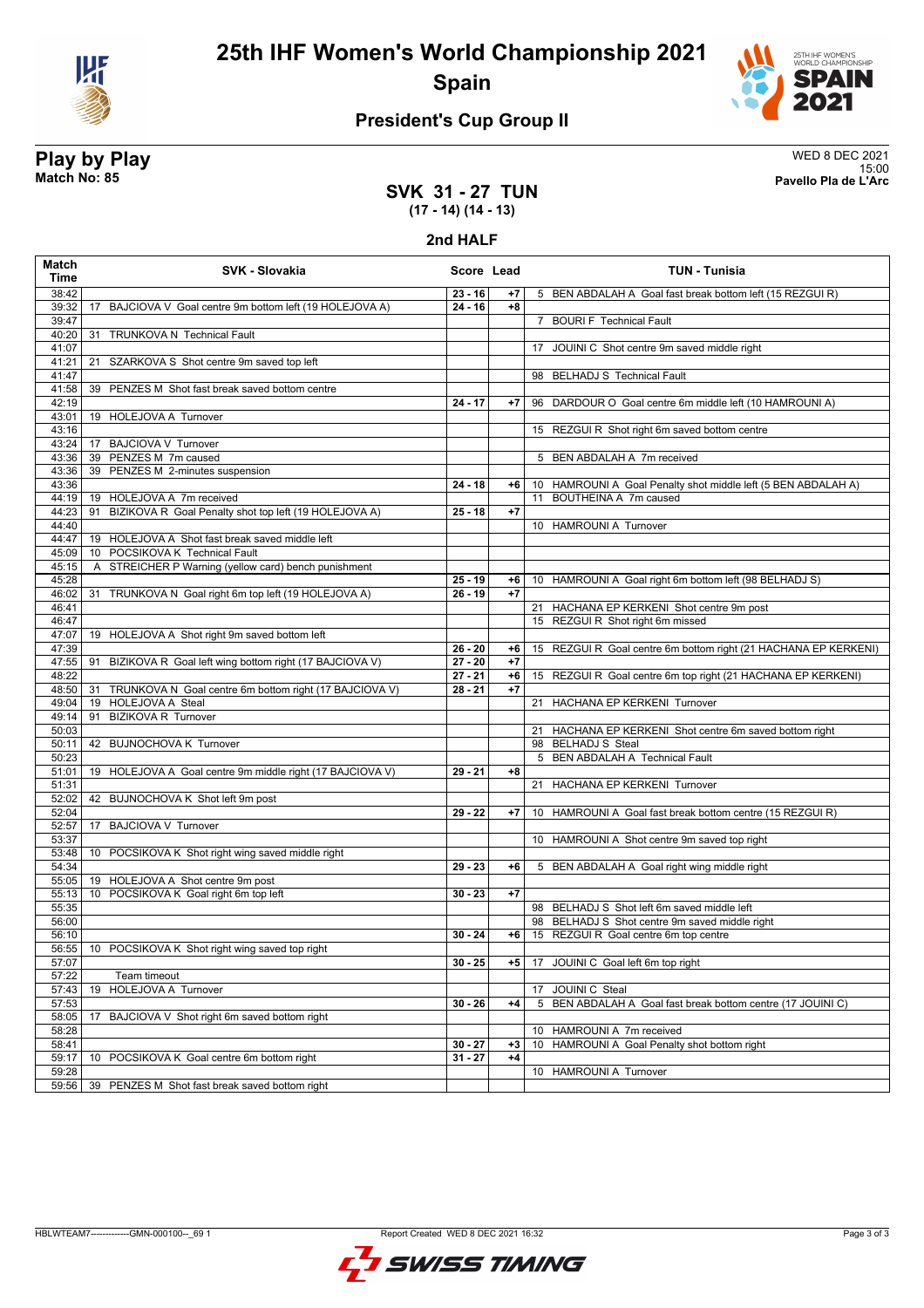# 25th IHF Women's World Championship 2021

## Spain

### President's Cup Group II

**Play by Play**
**Match No: 85**

WED 8 DEC 2021
15:00
**Pavello Pla de L'Arc**

## SVK 31 - 27 TUN

**(17 - 14) (14 - 13)**

### 2nd HALF

| Match Time | SVK - Slovakia | Score | Lead | TUN - Tunisia |
|---|---|---|---|---|
| 38:42 | | 23 - 16 | +7 | 5 BEN ABDALAH A Goal fast break bottom left (15 REZGUI R) |
| 39:32 | 17 BAJCIOVA V Goal centre 9m bottom left (19 HOLEJOVA A) | 24 - 16 | +8 | |
| 39:47 | | | | 7 BOURI F Technical Fault |
| 40:20 | 31 TRUNKOVA N Technical Fault | | | |
| 41:07 | | | | 17 JOUINI C Shot centre 9m saved middle right |
| 41:21 | 21 SZARKOVA S Shot centre 9m saved top left | | | |
| 41:47 | | | | 98 BELHADJ S Technical Fault |
| 41:58 | 39 PENZES M Shot fast break saved bottom centre | | | |
| 42:19 | | 24 - 17 | +7 | 96 DARDOUR O Goal centre 6m middle left (10 HAMROUNI A) |
| 43:01 | 19 HOLEJOVA A Turnover | | | |
| 43:16 | | | | 15 REZGUI R Shot right 6m saved bottom centre |
| 43:24 | 17 BAJCIOVA V Turnover | | | |
| 43:36 | 39 PENZES M 7m caused | | | 5 BEN ABDALAH A 7m received |
| 43:36 | 39 PENZES M 2-minutes suspension | | | |
| 43:36 | | 24 - 18 | +6 | 10 HAMROUNI A Goal Penalty shot middle left (5 BEN ABDALAH A) |
| 44:19 | 19 HOLEJOVA A 7m received | | | 11 BOUTHEINA A 7m caused |
| 44:23 | 91 BIZIKOVA R Goal Penalty shot top left (19 HOLEJOVA A) | 25 - 18 | +7 | |
| 44:40 | | | | 10 HAMROUNI A Turnover |
| 44:47 | 19 HOLEJOVA A Shot fast break saved middle left | | | |
| 45:09 | 10 POCSIKOVA K Technical Fault | | | |
| 45:15 | A STREICHER P Warning (yellow card) bench punishment | | | |
| 45:28 | | 25 - 19 | +6 | 10 HAMROUNI A Goal right 6m bottom left (98 BELHADJ S) |
| 46:02 | 31 TRUNKOVA N Goal right 6m top left (19 HOLEJOVA A) | 26 - 19 | +7 | |
| 46:41 | | | | 21 HACHANA EP KERKENI Shot centre 9m post |
| 46:47 | | | | 15 REZGUI R Shot right 6m missed |
| 47:07 | 19 HOLEJOVA A Shot right 9m saved bottom left | | | |
| 47:39 | | 26 - 20 | +6 | 15 REZGUI R Goal centre 6m bottom right (21 HACHANA EP KERKENI) |
| 47:55 | 91 BIZIKOVA R Goal left wing bottom right (17 BAJCIOVA V) | 27 - 20 | +7 | |
| 48:22 | | 27 - 21 | +6 | 15 REZGUI R Goal centre 6m top right (21 HACHANA EP KERKENI) |
| 48:50 | 31 TRUNKOVA N Goal centre 6m bottom right (17 BAJCIOVA V) | 28 - 21 | +7 | |
| 49:04 | 19 HOLEJOVA A Steal | | | 21 HACHANA EP KERKENI Turnover |
| 49:14 | 91 BIZIKOVA R Turnover | | | |
| 50:03 | | | | 21 HACHANA EP KERKENI Shot centre 6m saved bottom right |
| 50:11 | 42 BUJNOCHOVA K Turnover | | | 98 BELHADJ S Steal |
| 50:23 | | | | 5 BEN ABDALAH A Technical Fault |
| 51:01 | 19 HOLEJOVA A Goal centre 9m middle right (17 BAJCIOVA V) | 29 - 21 | +8 | |
| 51:31 | | | | 21 HACHANA EP KERKENI Turnover |
| 52:02 | 42 BUJNOCHOVA K Shot left 9m post | | | |
| 52:04 | | 29 - 22 | +7 | 10 HAMROUNI A Goal fast break bottom centre (15 REZGUI R) |
| 52:57 | 17 BAJCIOVA V Turnover | | | |
| 53:37 | | | | 10 HAMROUNI A Shot centre 9m saved top right |
| 53:48 | 10 POCSIKOVA K Shot right wing saved middle right | | | |
| 54:34 | | 29 - 23 | +6 | 5 BEN ABDALAH A Goal right wing middle right |
| 55:05 | 19 HOLEJOVA A Shot centre 9m post | | | |
| 55:13 | 10 POCSIKOVA K Goal right 6m top left | 30 - 23 | +7 | |
| 55:35 | | | | 98 BELHADJ S Shot left 6m saved middle left |
| 56:00 | | | | 98 BELHADJ S Shot centre 9m saved middle right |
| 56:10 | | 30 - 24 | +6 | 15 REZGUI R Goal centre 6m top centre |
| 56:55 | 10 POCSIKOVA K Shot right wing saved top right | | | |
| 57:07 | | 30 - 25 | +5 | 17 JOUINI C Goal left 6m top right |
| 57:22 | Team timeout | | | |
| 57:43 | 19 HOLEJOVA A Turnover | | | 17 JOUINI C Steal |
| 57:53 | | 30 - 26 | +4 | 5 BEN ABDALAH A Goal fast break bottom centre (17 JOUINI C) |
| 58:05 | 17 BAJCIOVA V Shot right 6m saved bottom right | | | |
| 58:28 | | | | 10 HAMROUNI A 7m received |
| 58:41 | | 30 - 27 | +3 | 10 HAMROUNI A Goal Penalty shot bottom right |
| 59:17 | 10 POCSIKOVA K Goal centre 6m bottom right | 31 - 27 | +4 | |
| 59:28 | | | | 10 HAMROUNI A Turnover |
| 59:56 | 39 PENZES M Shot fast break saved bottom right | | | |

HBLWTEAM7-------------GMN-000100--_69 1 Report Created WED 8 DEC 2021 16:32